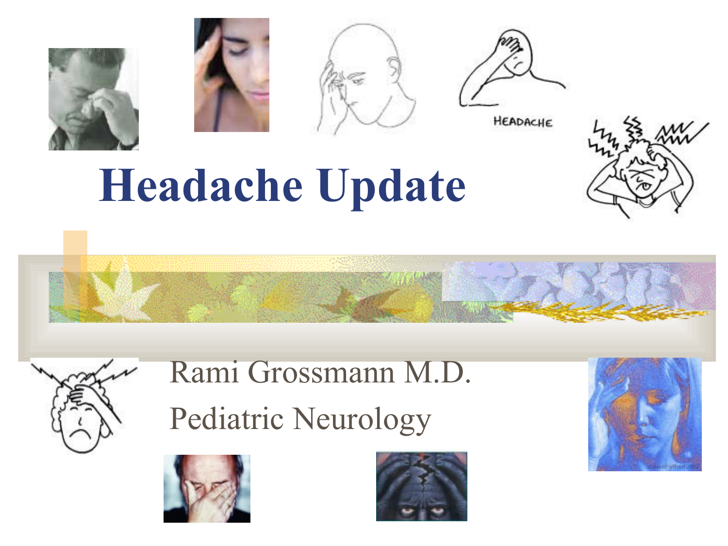# Headache Update

Rami Grossmann M.D.

Pediatric Neurology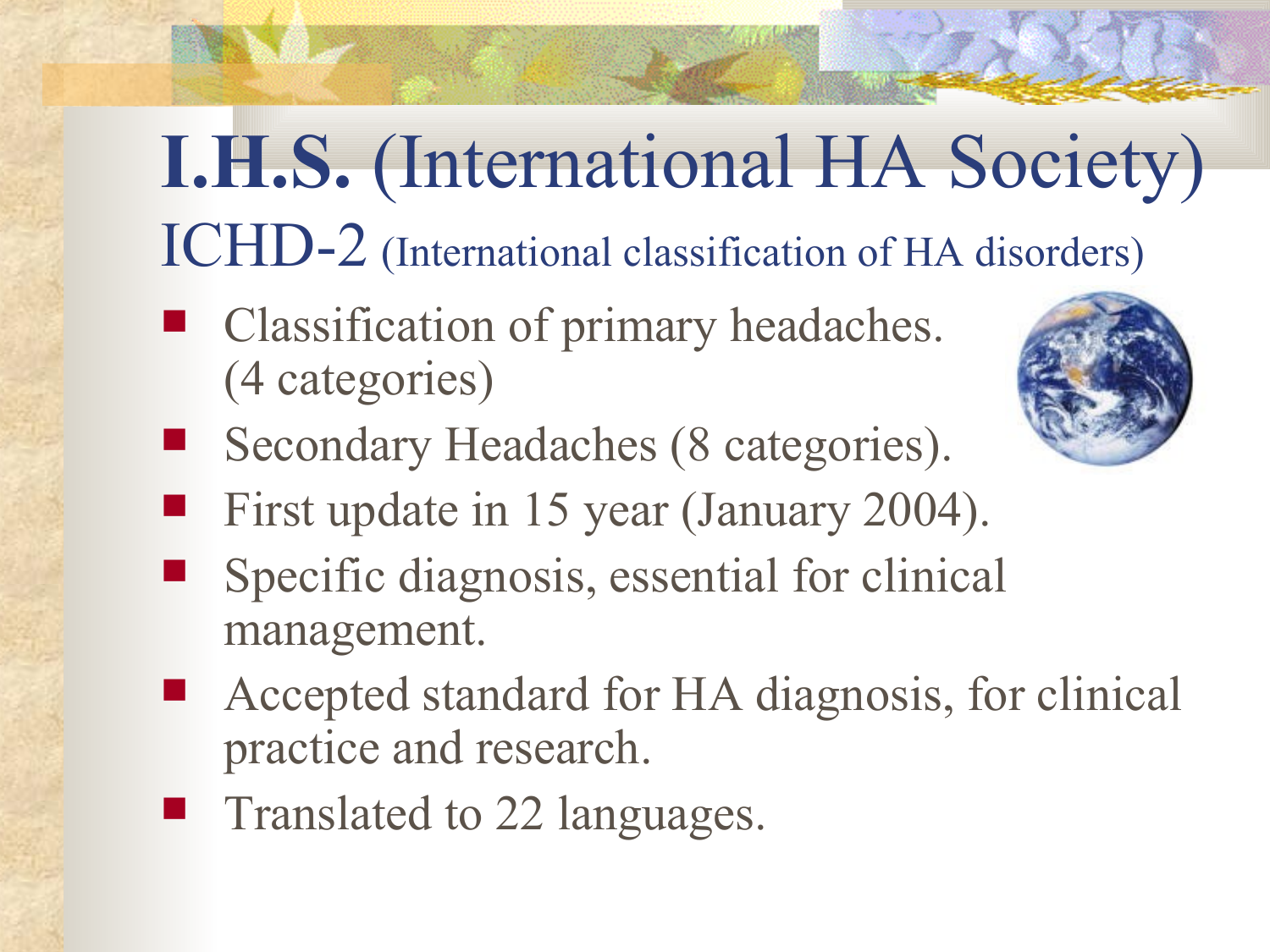# I.H.S. (International HA Society)

## ICHD-2 (International classification of HA disorders)

- Classification of primary headaches. (4 categories)
- Secondary Headaches (8 categories).
- First update in 15 year (January 2004).
- Specific diagnosis, essential for clinical management.
- Accepted standard for HA diagnosis, for clinical practice and research.
- Translated to 22 languages.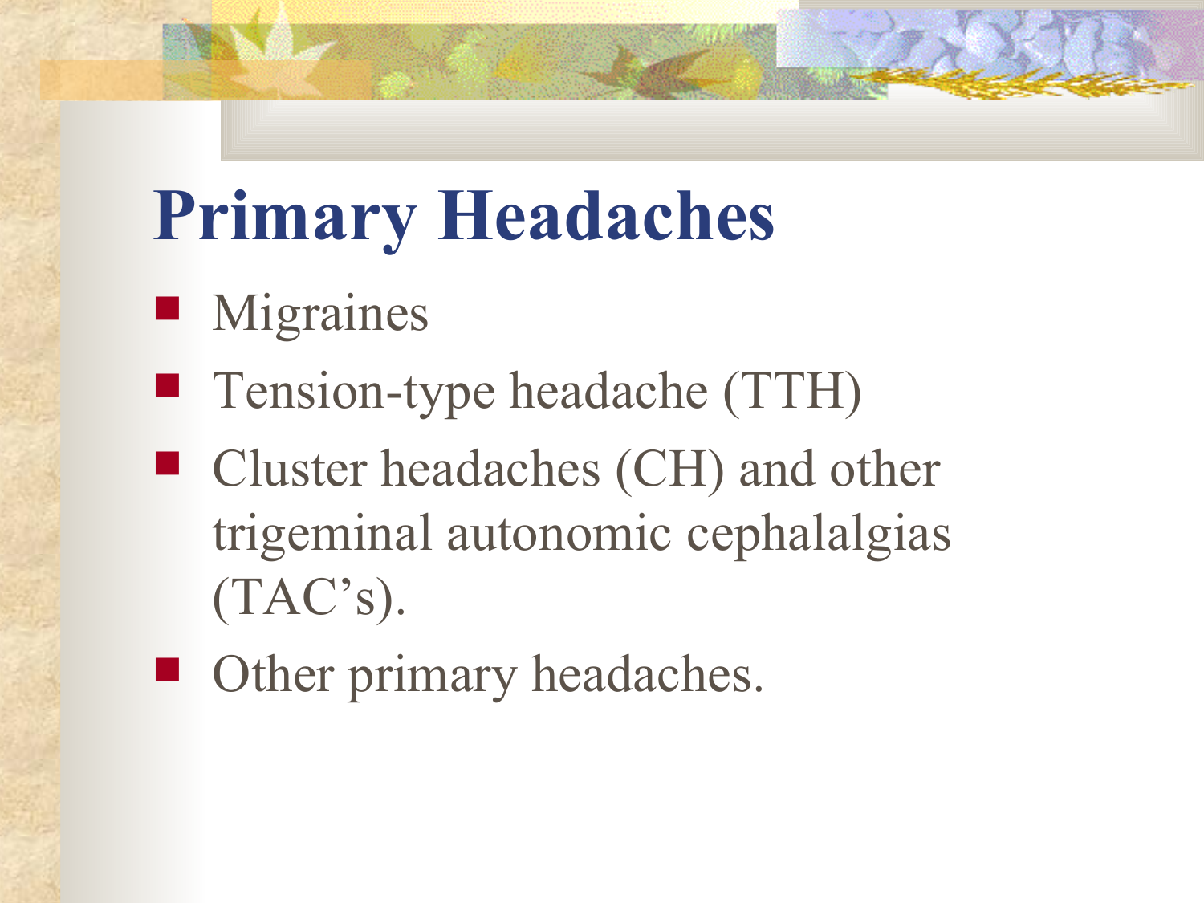# Primary Headaches

- Migraines
- Tension-type headache (TTH)
- Cluster headaches (CH) and other trigeminal autonomic cephalalgias (TAC's).
- Other primary headaches.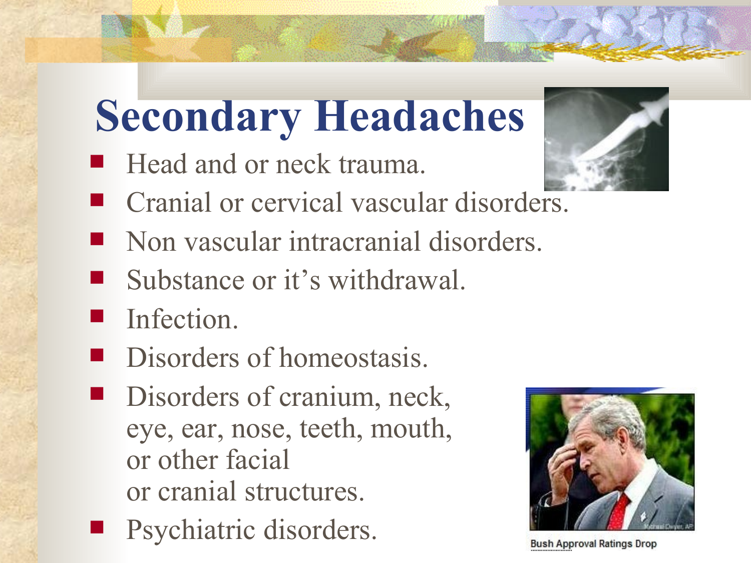# Secondary Headaches

- Head and or neck trauma.
- Cranial or cervical vascular disorders.
- Non vascular intracranial disorders.
- Substance or it's withdrawal.
- Infection.
- Disorders of homeostasis.
- Disorders of cranium, neck, eye, ear, nose, teeth, mouth, or other facial or cranial structures.
- Psychiatric disorders.

Bush Approval Ratings Drop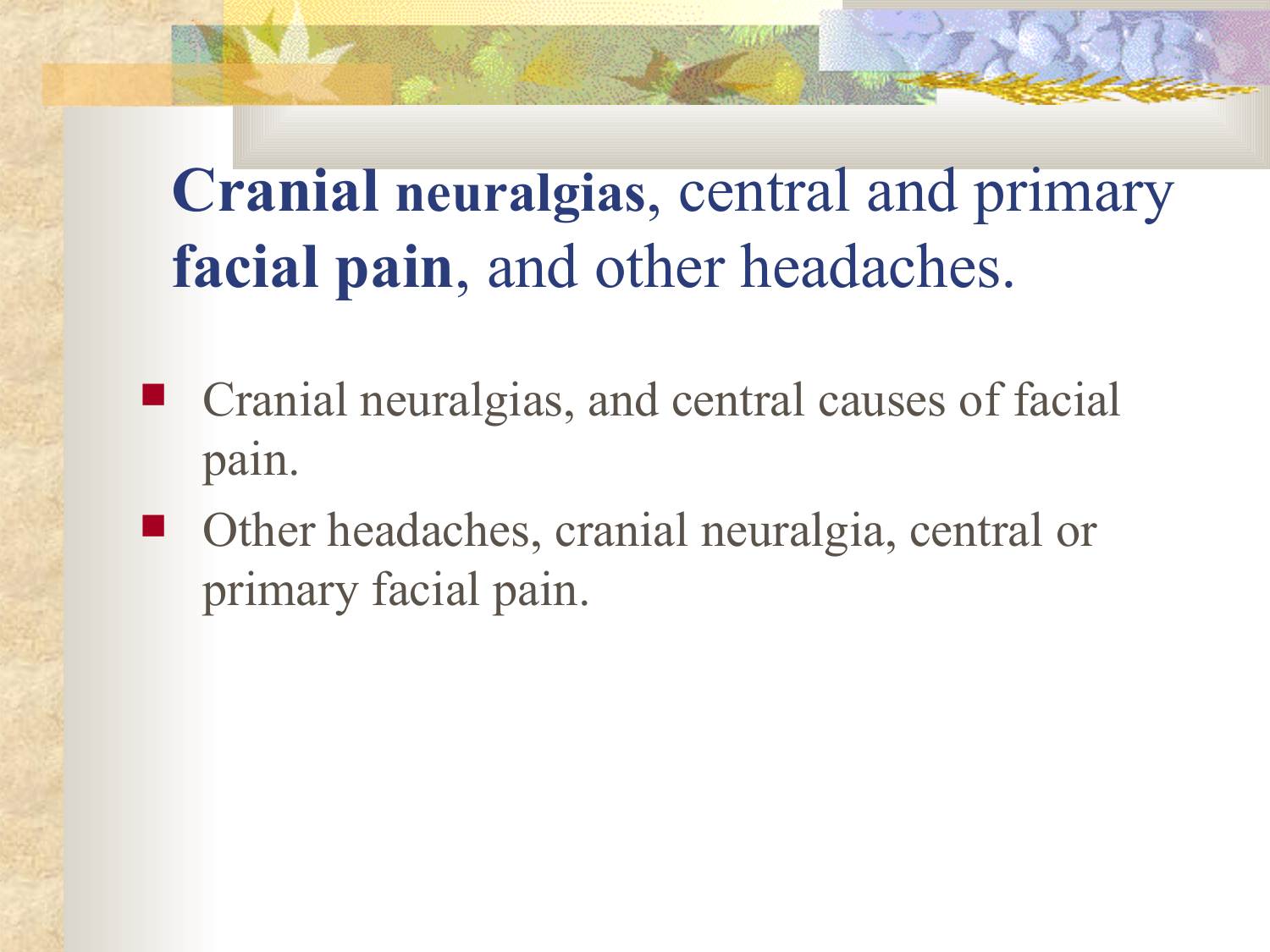# **Cranial neuralgias**, central and primary **facial pain**, and other headaches.

- Cranial neuralgias, and central causes of facial pain.
- Other headaches, cranial neuralgia, central or primary facial pain.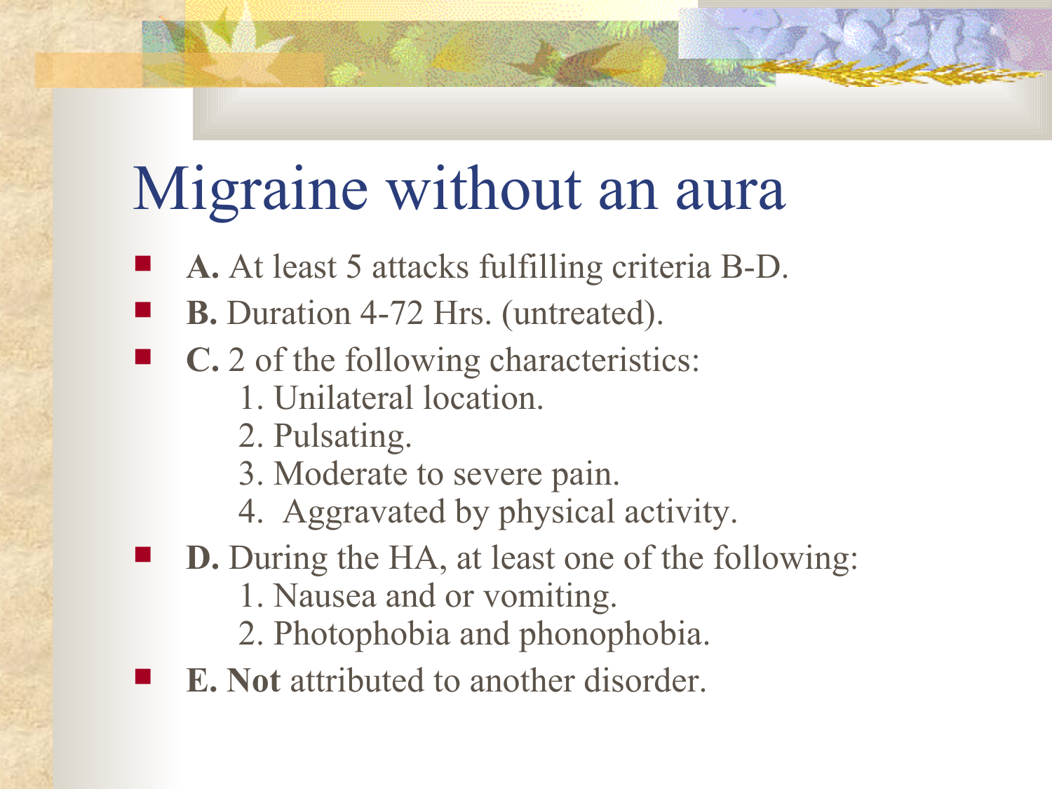# Migraine without an aura

- **A.** At least 5 attacks fulfilling criteria B-D.
- **B.** Duration 4-72 Hrs. (untreated).
- **C.** 2 of the following characteristics:
  1. Unilateral location.
  2. Pulsating.
  3. Moderate to severe pain.
  4. Aggravated by physical activity.
- **D.** During the HA, at least one of the following:
  1. Nausea and or vomiting.
  2. Photophobia and phonophobia.
- **E. Not** attributed to another disorder.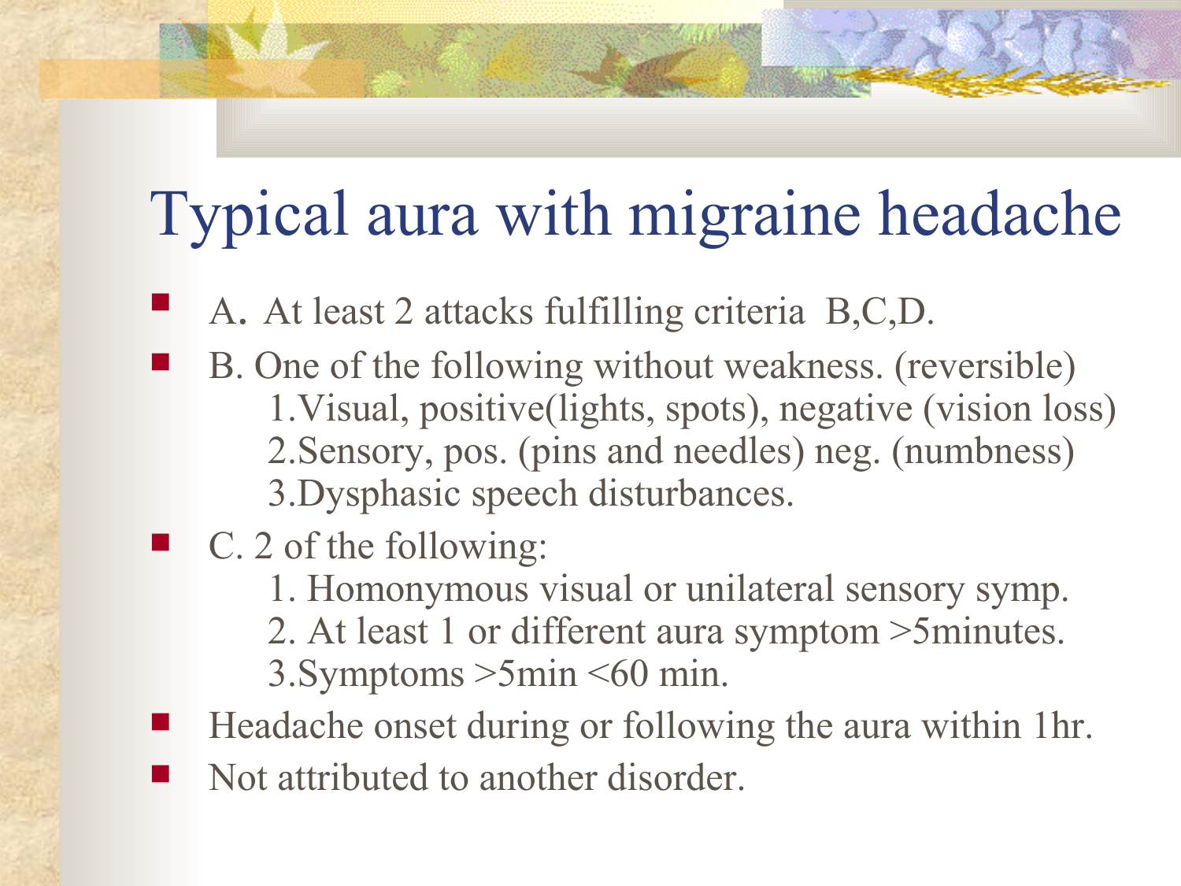# Typical aura with migraine headache

- A. At least 2 attacks fulfilling criteria B,C,D.
- B. One of the following without weakness. (reversible)
  1. Visual, positive(lights, spots), negative (vision loss)
  2. Sensory, pos. (pins and needles) neg. (numbness)
  3. Dysphasic speech disturbances.
- C. 2 of the following:
  1. Homonymous visual or unilateral sensory symp.
  2. At least 1 or different aura symptom >5minutes.
  3. Symptoms >5min <60 min.
- Headache onset during or following the aura within 1hr.
- Not attributed to another disorder.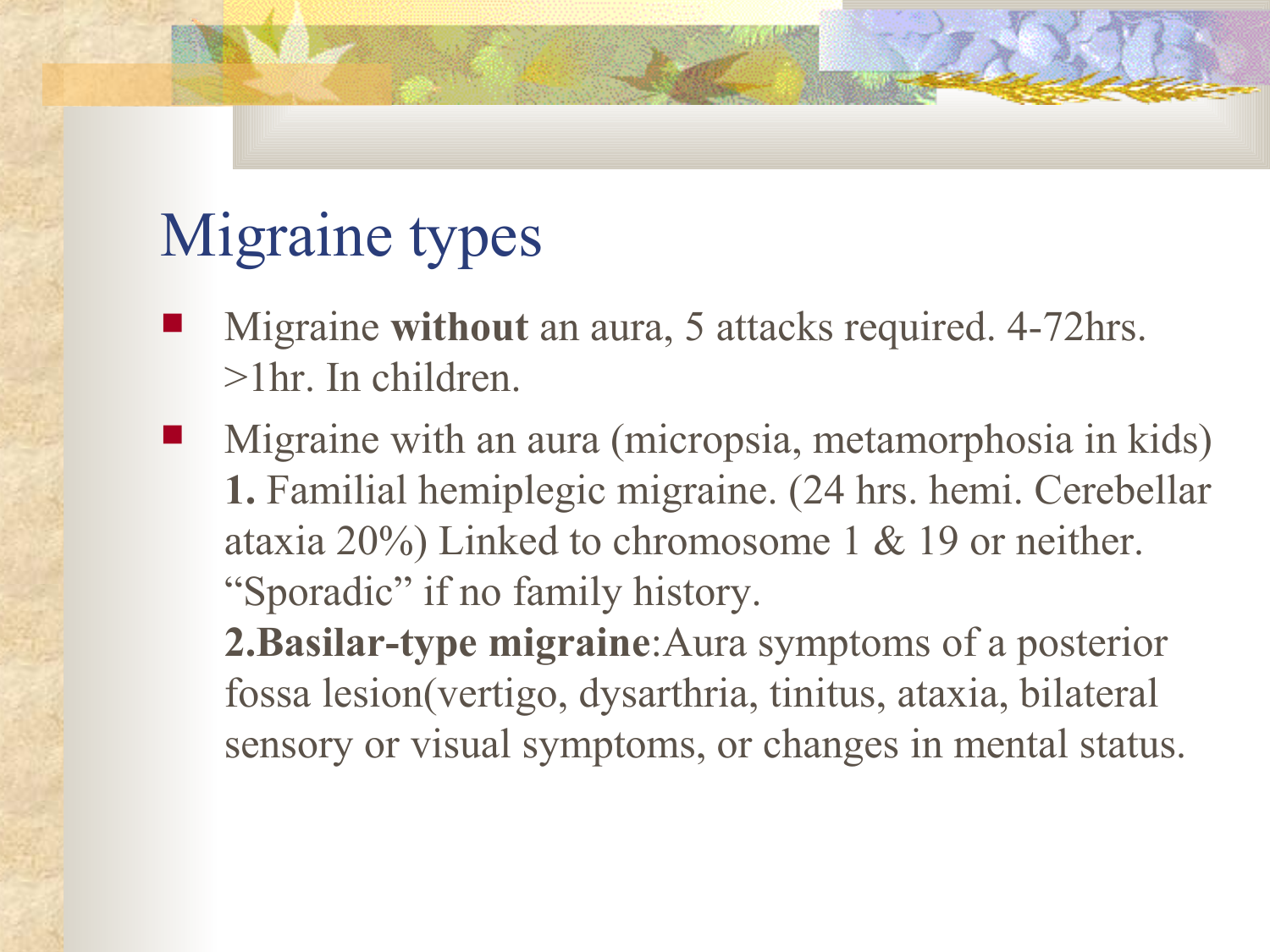# Migraine types

- Migraine **without** an aura, 5 attacks required. 4-72hrs. >1hr. In children.
- Migraine with an aura (micropsia, metamorphosia in kids)
  **1.** Familial hemiplegic migraine. (24 hrs. hemi. Cerebellar ataxia 20%) Linked to chromosome 1 & 19 or neither. “Sporadic” if no family history.
  **2.Basilar-type migraine**:Aura symptoms of a posterior fossa lesion(vertigo, dysarthria, tinitus, ataxia, bilateral sensory or visual symptoms, or changes in mental status.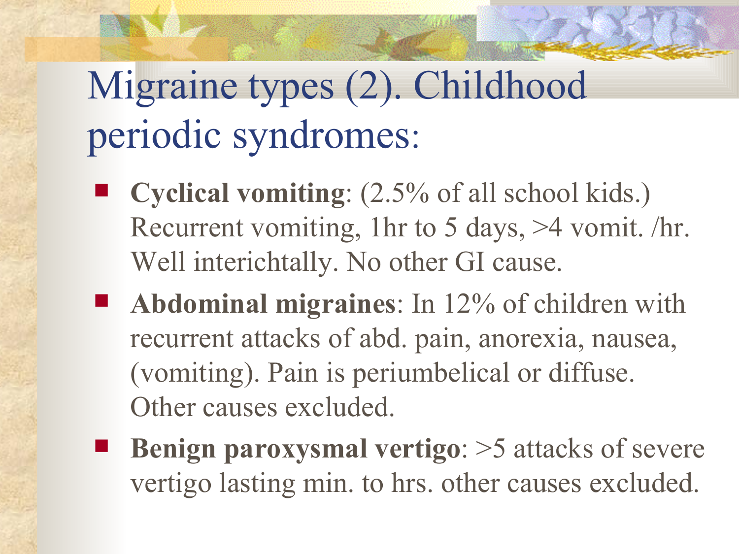# Migraine types (2). Childhood periodic syndromes:

- **Cyclical vomiting**: (2.5% of all school kids.) Recurrent vomiting, 1hr to 5 days, >4 vomit. /hr. Well interichtally. No other GI cause.
- **Abdominal migraines**: In 12% of children with recurrent attacks of abd. pain, anorexia, nausea, (vomiting). Pain is periumbelical or diffuse. Other causes excluded.
- **Benign paroxysmal vertigo**: >5 attacks of severe vertigo lasting min. to hrs. other causes excluded.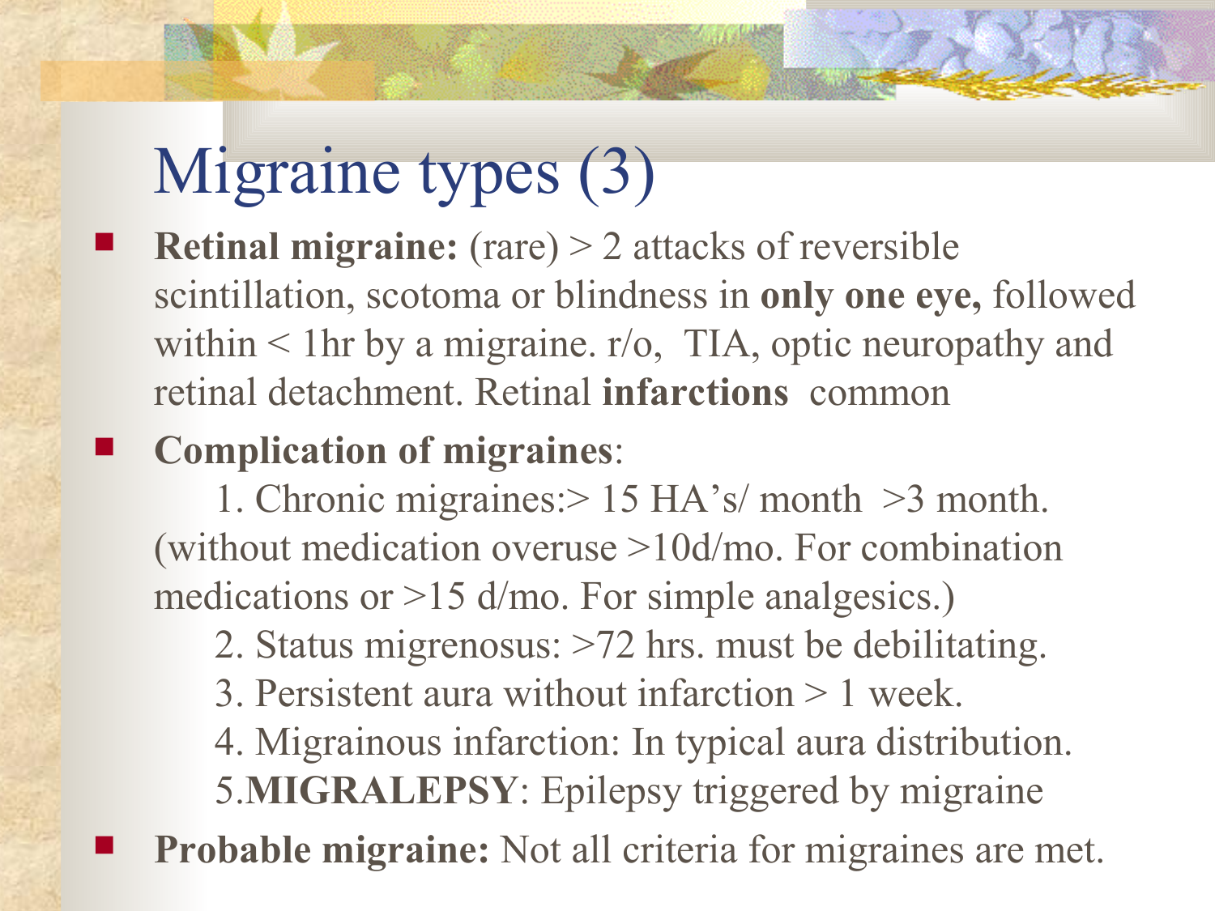# Migraine types (3)

- **Retinal migraine:** (rare) > 2 attacks of reversible scintillation, scotoma or blindness in **only one eye,** followed within < 1hr by a migraine. r/o, TIA, optic neuropathy and retinal detachment. Retinal **infarctions** common
- **Complication of migraines**:
  1. Chronic migraines:> 15 HA's/ month >3 month. (without medication overuse >10d/mo. For combination medications or >15 d/mo. For simple analgesics.)
  2. Status migrenosus: >72 hrs. must be debilitating.
  3. Persistent aura without infarction > 1 week.
  4. Migrainous infarction: In typical aura distribution.
  5. **MIGRALEPSY**: Epilepsy triggered by migraine
- **Probable migraine:** Not all criteria for migraines are met.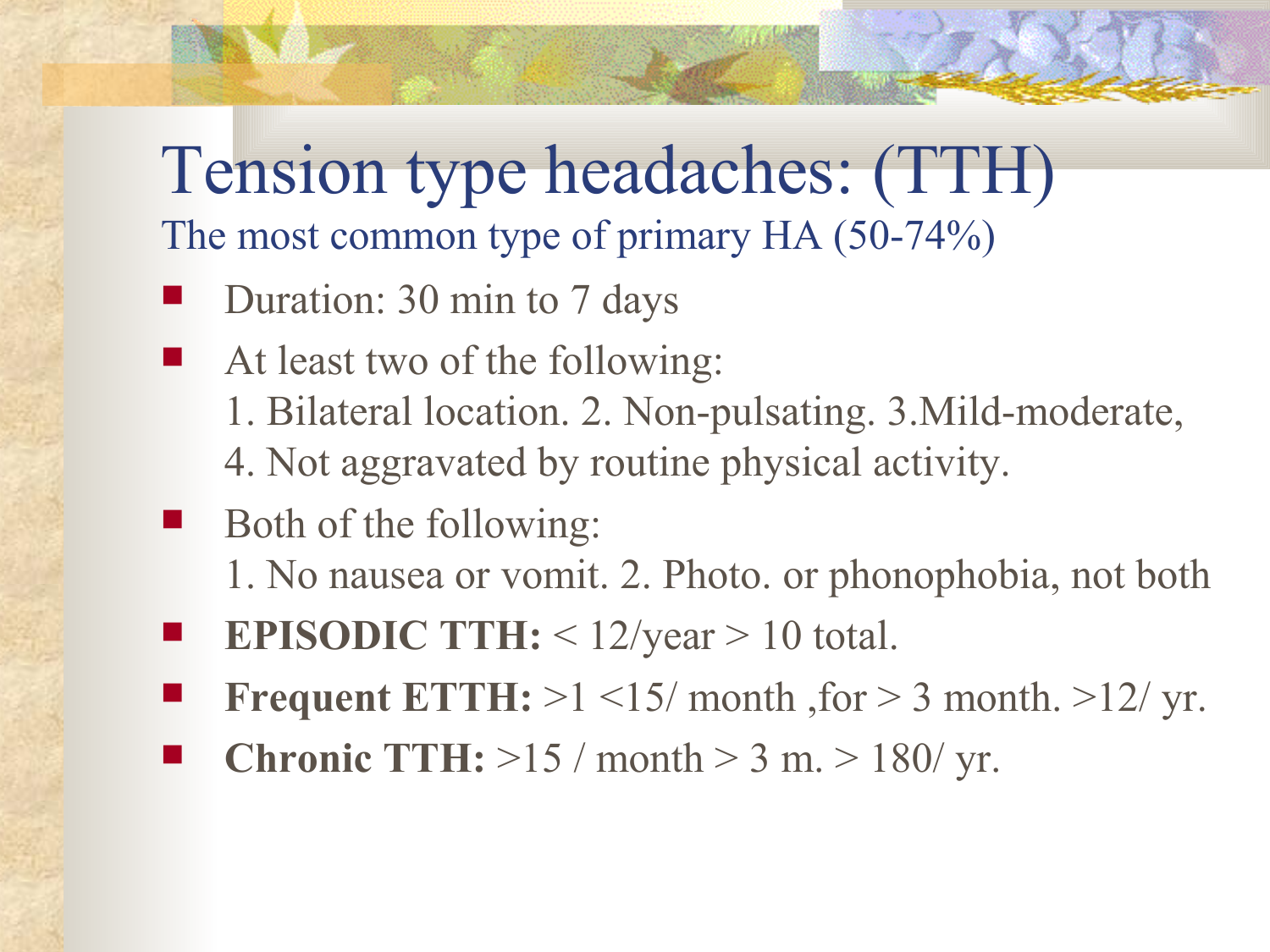# Tension type headaches: (TTH)

The most common type of primary HA (50-74%)

- Duration: 30 min to 7 days
- At least two of the following:
  1. Bilateral location. 2. Non-pulsating. 3.Mild-moderate,
  4. Not aggravated by routine physical activity.
- Both of the following:
  1. No nausea or vomit. 2. Photo. or phonophobia, not both
- **EPISODIC TTH:** < 12/year > 10 total.
- **Frequent ETTH:** >1 <15/ month ,for > 3 month. >12/ yr.
- **Chronic TTH:** >15 / month > 3 m. > 180/ yr.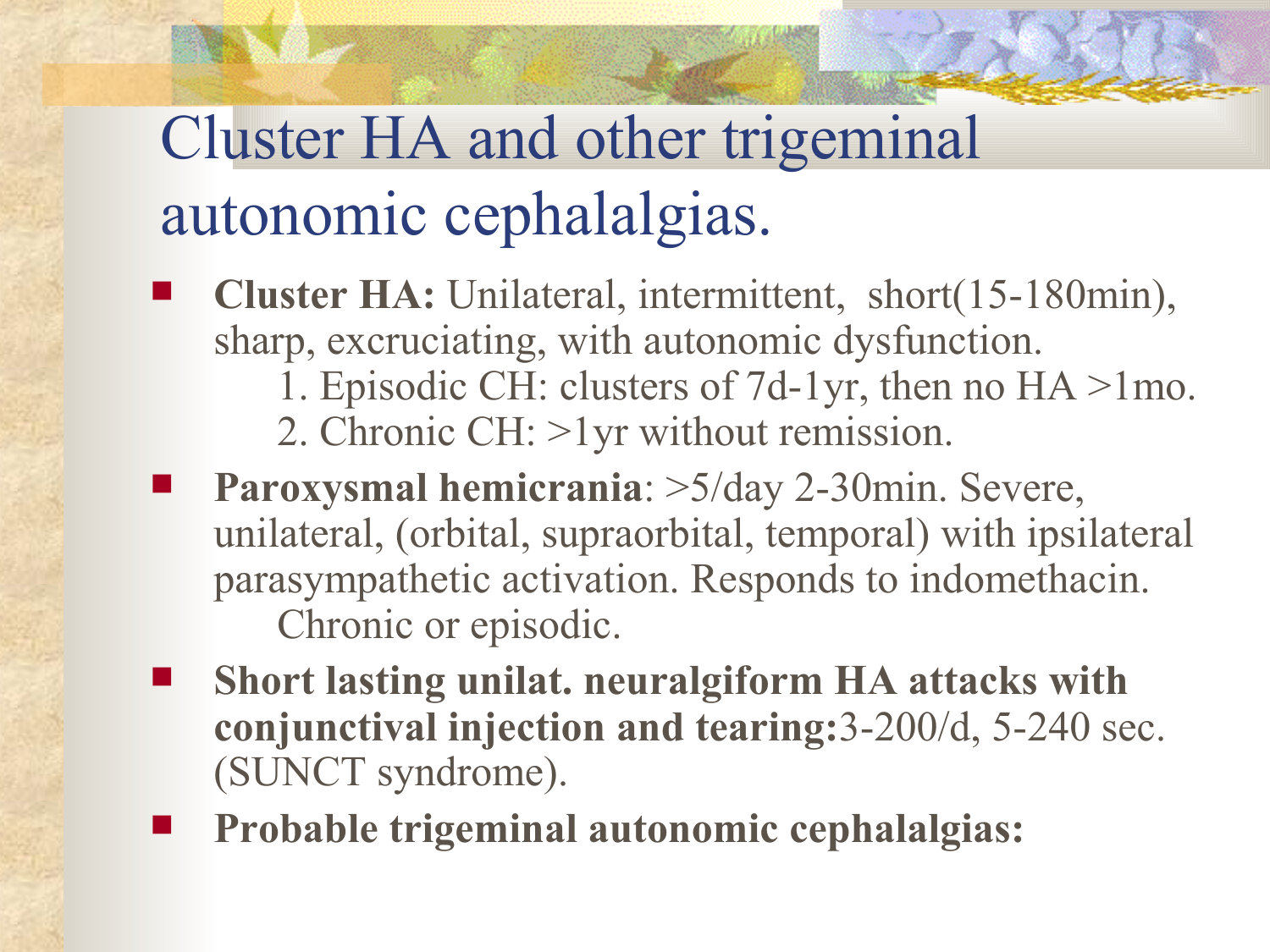# Cluster HA and other trigeminal autonomic cephalalgias.

- **Cluster HA:** Unilateral, intermittent, short(15-180min), sharp, excruciating, with autonomic dysfunction.
  1. Episodic CH: clusters of 7d-1yr, then no HA >1mo.
  2. Chronic CH: >1yr without remission.
- **Paroxysmal hemicrania**: >5/day 2-30min. Severe, unilateral, (orbital, supraorbital, temporal) with ipsilateral parasympathetic activation. Responds to indomethacin. Chronic or episodic.
- **Short lasting unilat. neuralgiform HA attacks with conjunctival injection and tearing:**3-200/d, 5-240 sec. (SUNCT syndrome).
- **Probable trigeminal autonomic cephalalgias:**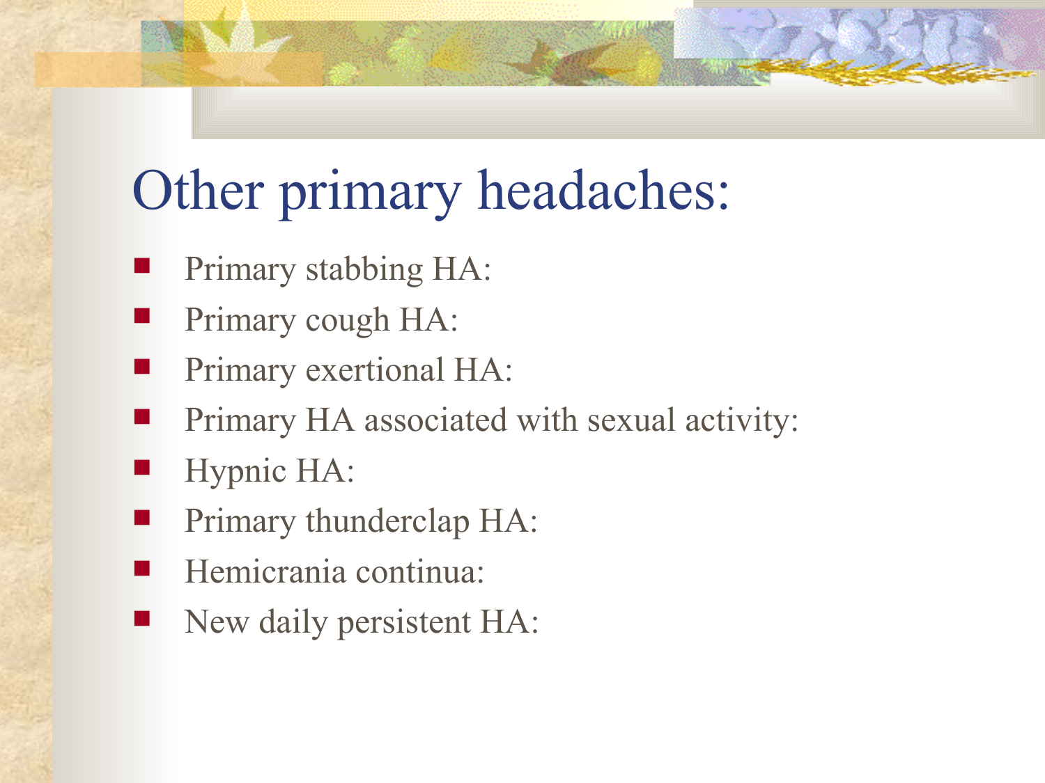# Other primary headaches:

- Primary stabbing HA:
- Primary cough HA:
- Primary exertional HA:
- Primary HA associated with sexual activity:
- Hypnic HA:
- Primary thunderclap HA:
- Hemicrania continua:
- New daily persistent HA: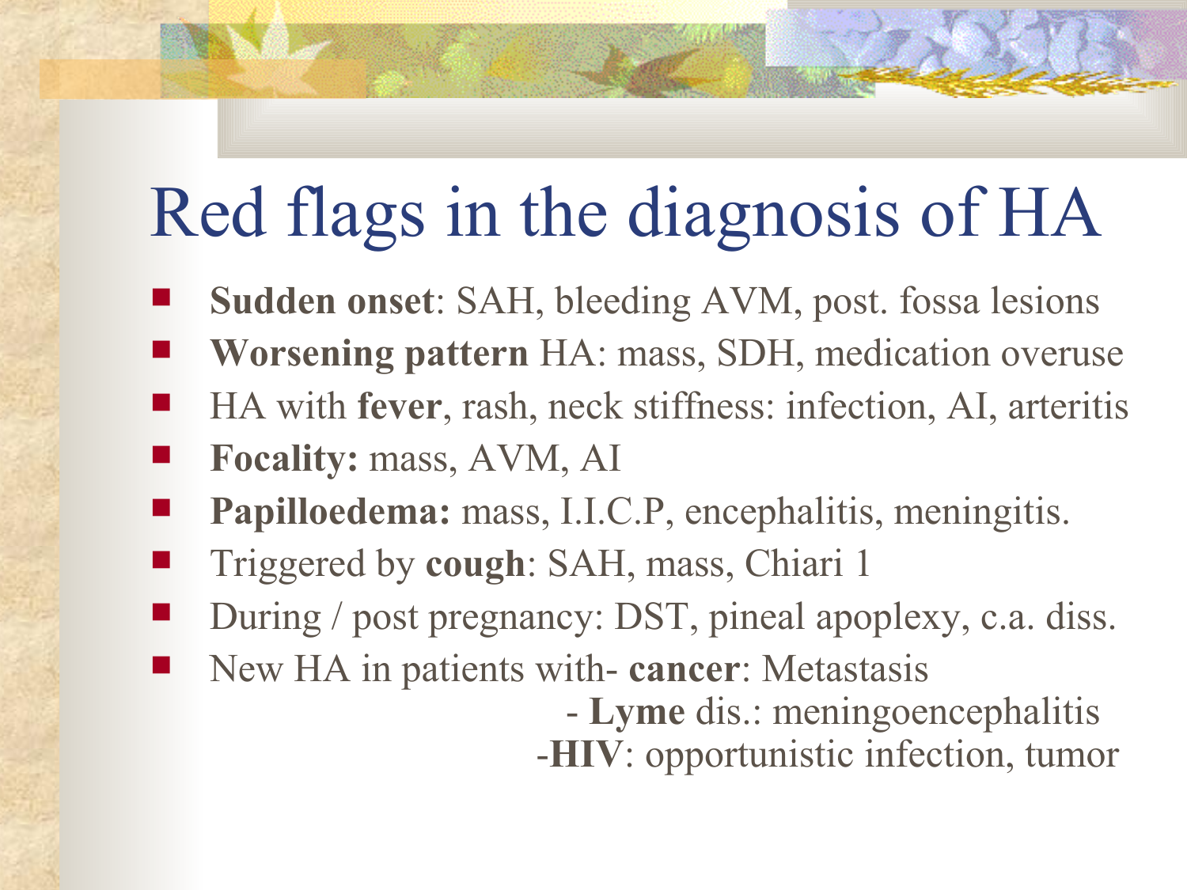# Red flags in the diagnosis of HA

- **Sudden onset**: SAH, bleeding AVM, post. fossa lesions
- **Worsening pattern** HA: mass, SDH, medication overuse
- HA with **fever**, rash, neck stiffness: infection, AI, arteritis
- **Focality:** mass, AVM, AI
- **Papilloedema:** mass, I.I.C.P, encephalitis, meningitis.
- Triggered by **cough**: SAH, mass, Chiari 1
- During / post pregnancy: DST, pineal apoplexy, c.a. diss.
- New HA in patients with- **cancer**: Metastasis
  - **Lyme** dis.: meningoencephalitis
  - **HIV**: opportunistic infection, tumor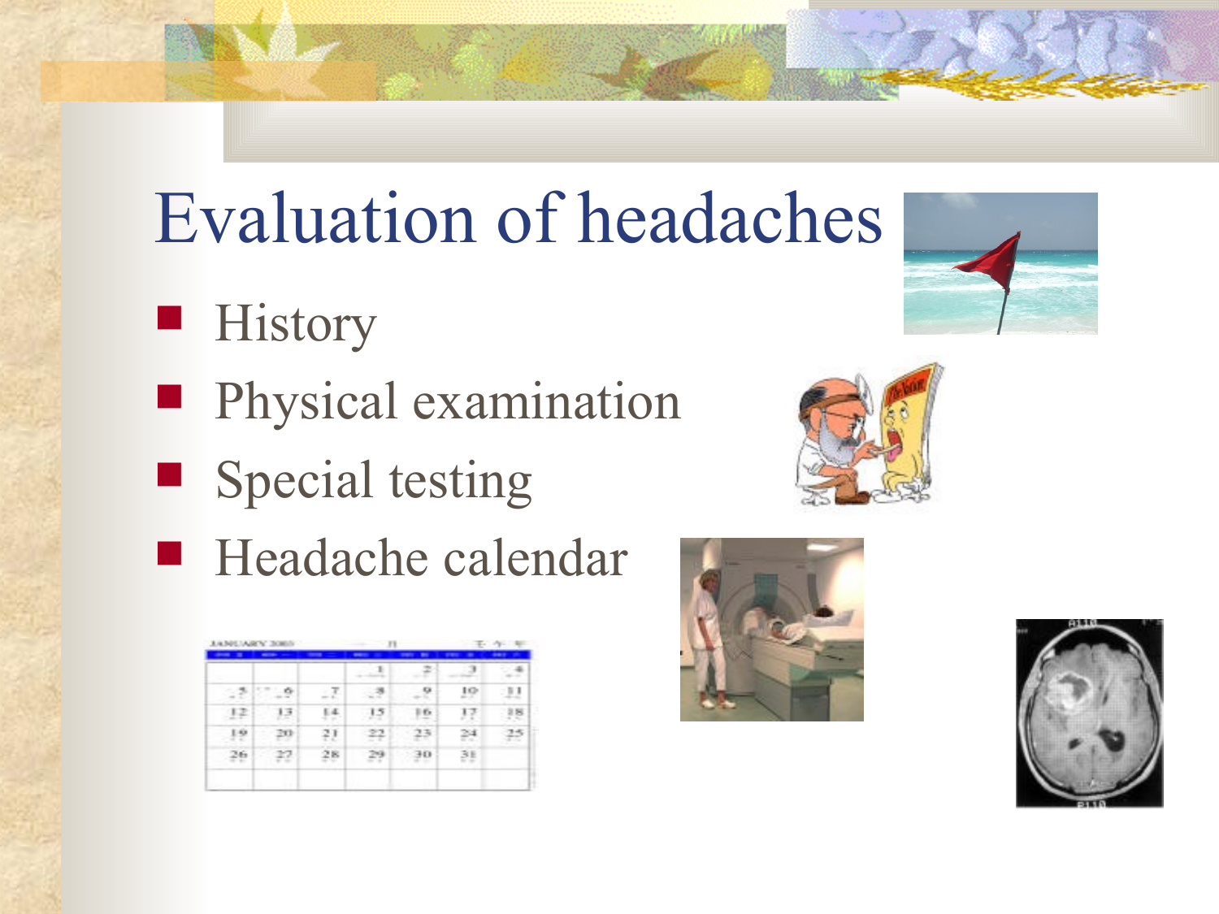# Evaluation of headaches

- History
- Physical examination
- Special testing
- Headache calendar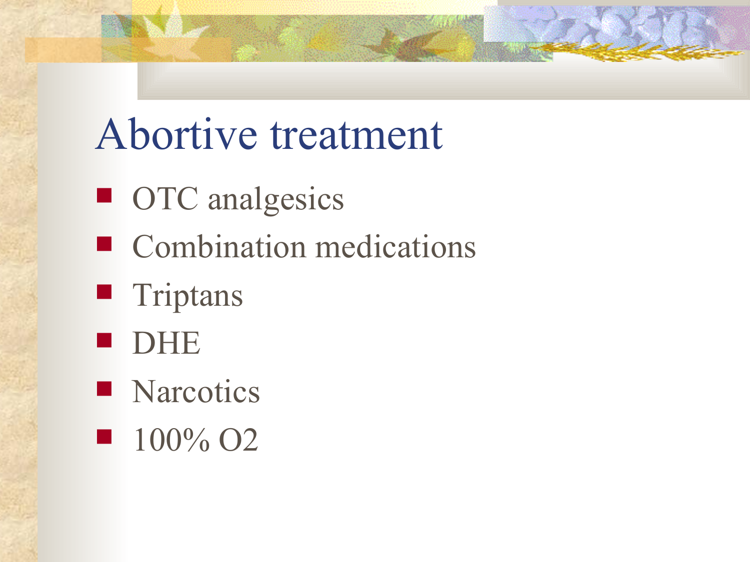# Abortive treatment

- OTC analgesics
- Combination medications
- Triptans
- DHE
- Narcotics
- 100% O2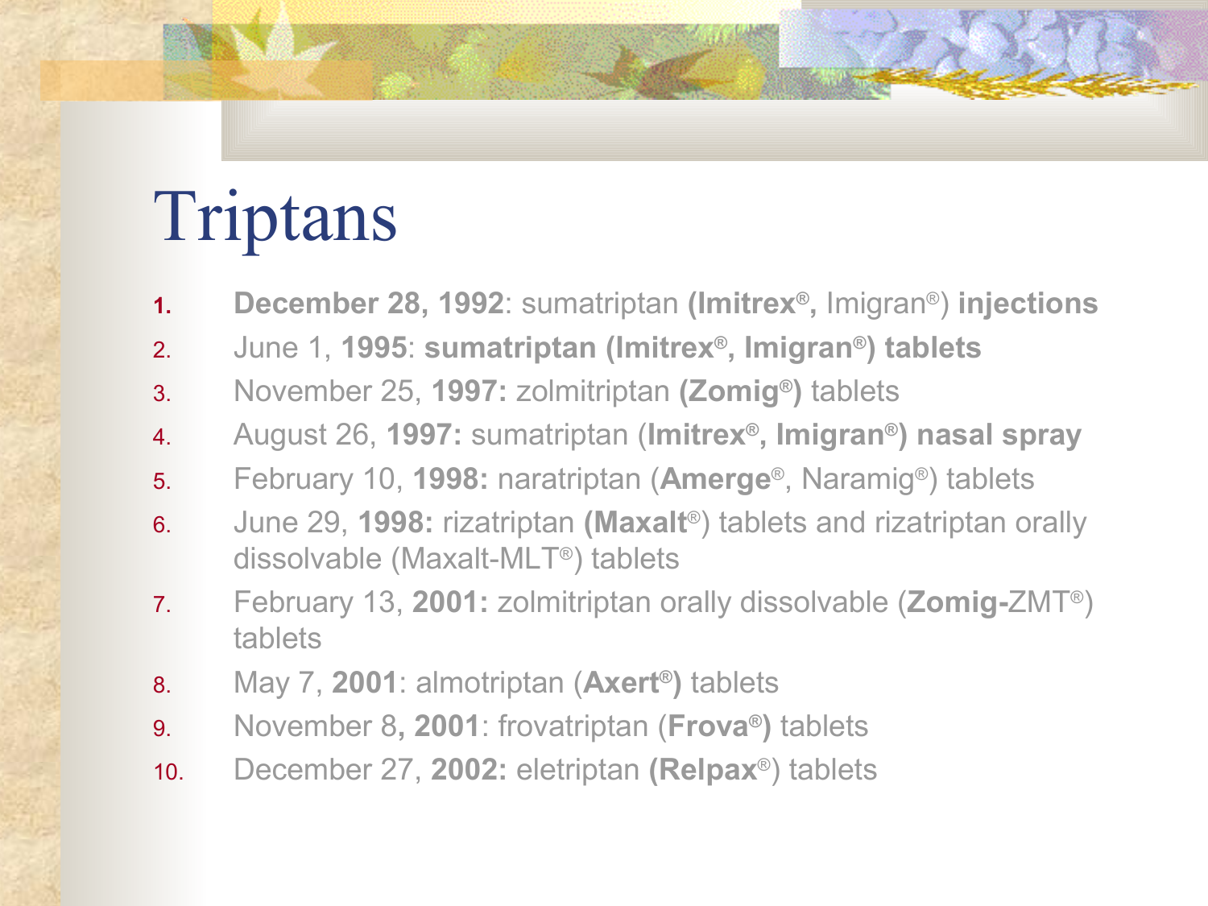# Triptans

1. **December 28, 1992**: sumatriptan **(Imitrex®,** Imigran®) **injections**
2. June 1, **1995**: **sumatriptan (Imitrex®, Imigran®) tablets**
3. November 25, **1997:** zolmitriptan **(Zomig®)** tablets
4. August 26, **1997:** sumatriptan (**Imitrex®, Imigran®) nasal spray**
5. February 10, **1998:** naratriptan (**Amerge**®, Naramig®) tablets
6. June 29, **1998:** rizatriptan **(Maxalt**®) tablets and rizatriptan orally dissolvable (Maxalt-MLT®) tablets
7. February 13, **2001:** zolmitriptan orally dissolvable (**Zomig-**ZMT®) tablets
8. May 7, **2001**: almotriptan (**Axert®)** tablets
9. November 8**, 2001**: frovatriptan (**Frova®)** tablets
10. December 27, **2002:** eletriptan **(Relpax**®) tablets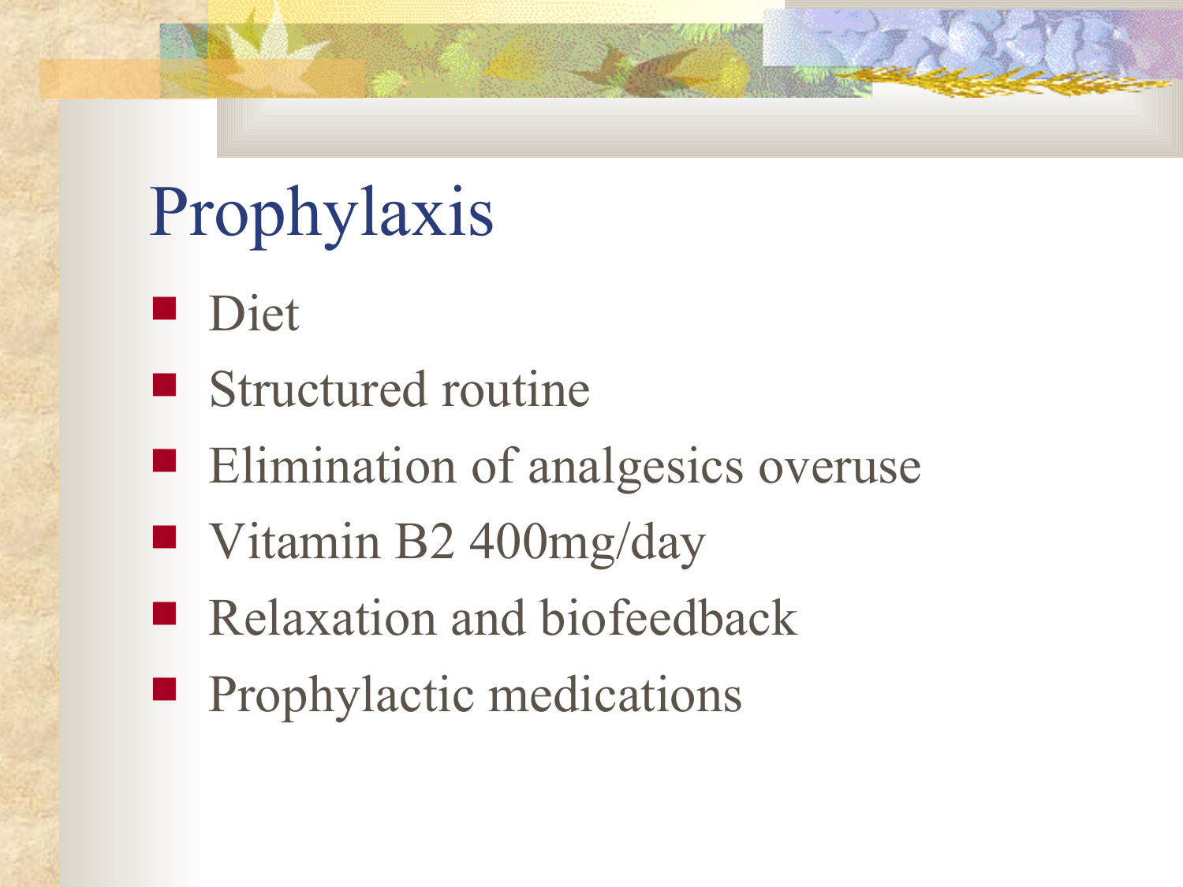# Prophylaxis

- Diet
- Structured routine
- Elimination of analgesics overuse
- Vitamin B2 400mg/day
- Relaxation and biofeedback
- Prophylactic medications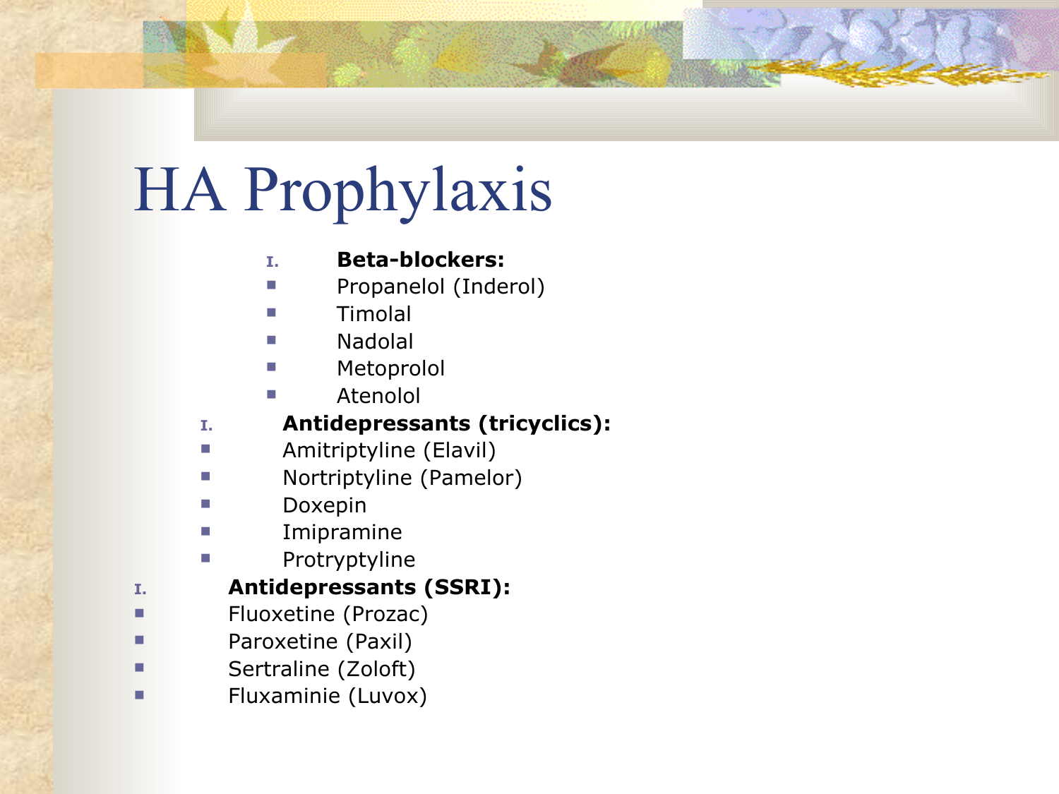# HA Prophylaxis

I. **Beta-blockers:**
- Propanelol (Inderol)
- Timolal
- Nadolal
- Metoprolol
- Atenolol

I. **Antidepressants (tricyclics):**
- Amitriptyline (Elavil)
- Nortriptyline (Pamelor)
- Doxepin
- Imipramine
- Protryptyline

I. **Antidepressants (SSRI):**
- Fluoxetine (Prozac)
- Paroxetine (Paxil)
- Sertraline (Zoloft)
- Fluxaminie (Luvox)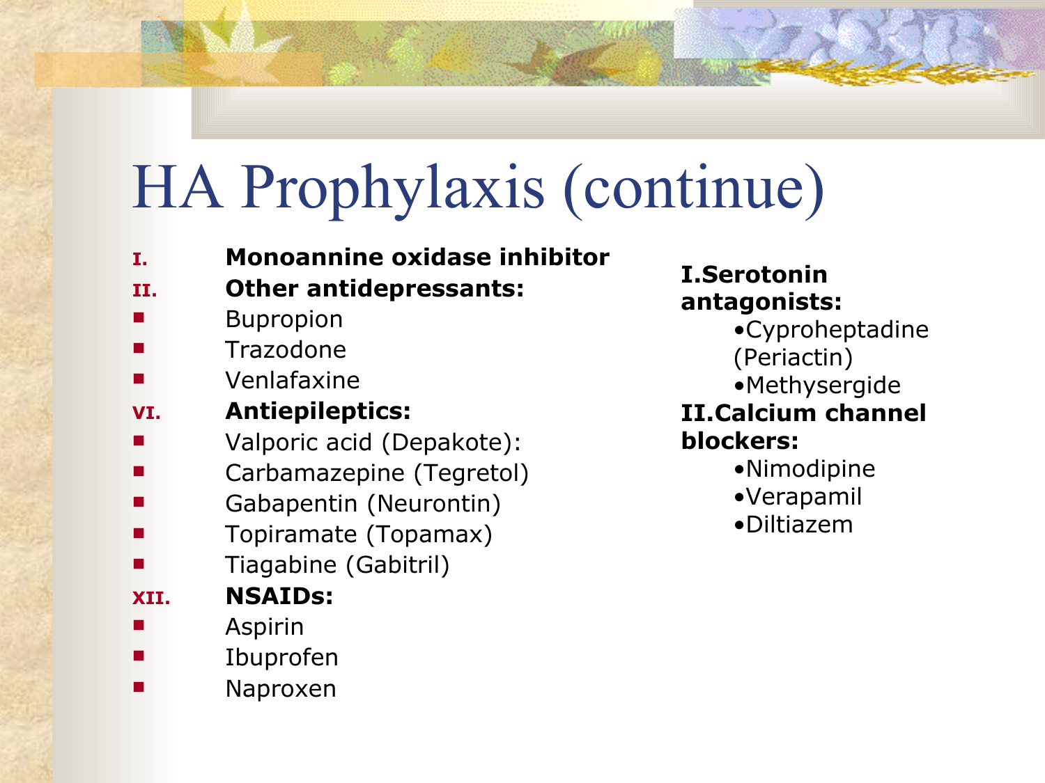# HA Prophylaxis (continue)

I. **Monoannine oxidase inhibitor**

II. **Other antidepressants:**
- Bupropion
- Trazodone
- Venlafaxine

VI. **Antiepileptics:**
- Valporic acid (Depakote):
- Carbamazepine (Tegretol)
- Gabapentin (Neurontin)
- Topiramate (Topamax)
- Tiagabine (Gabitril)

XII. **NSAIDs:**
- Aspirin
- Ibuprofen
- Naproxen

**I. Serotonin antagonists:**
- Cyproheptadine (Periactin)
- Methysergide

**II. Calcium channel blockers:**
- Nimodipine
- Verapamil
- Diltiazem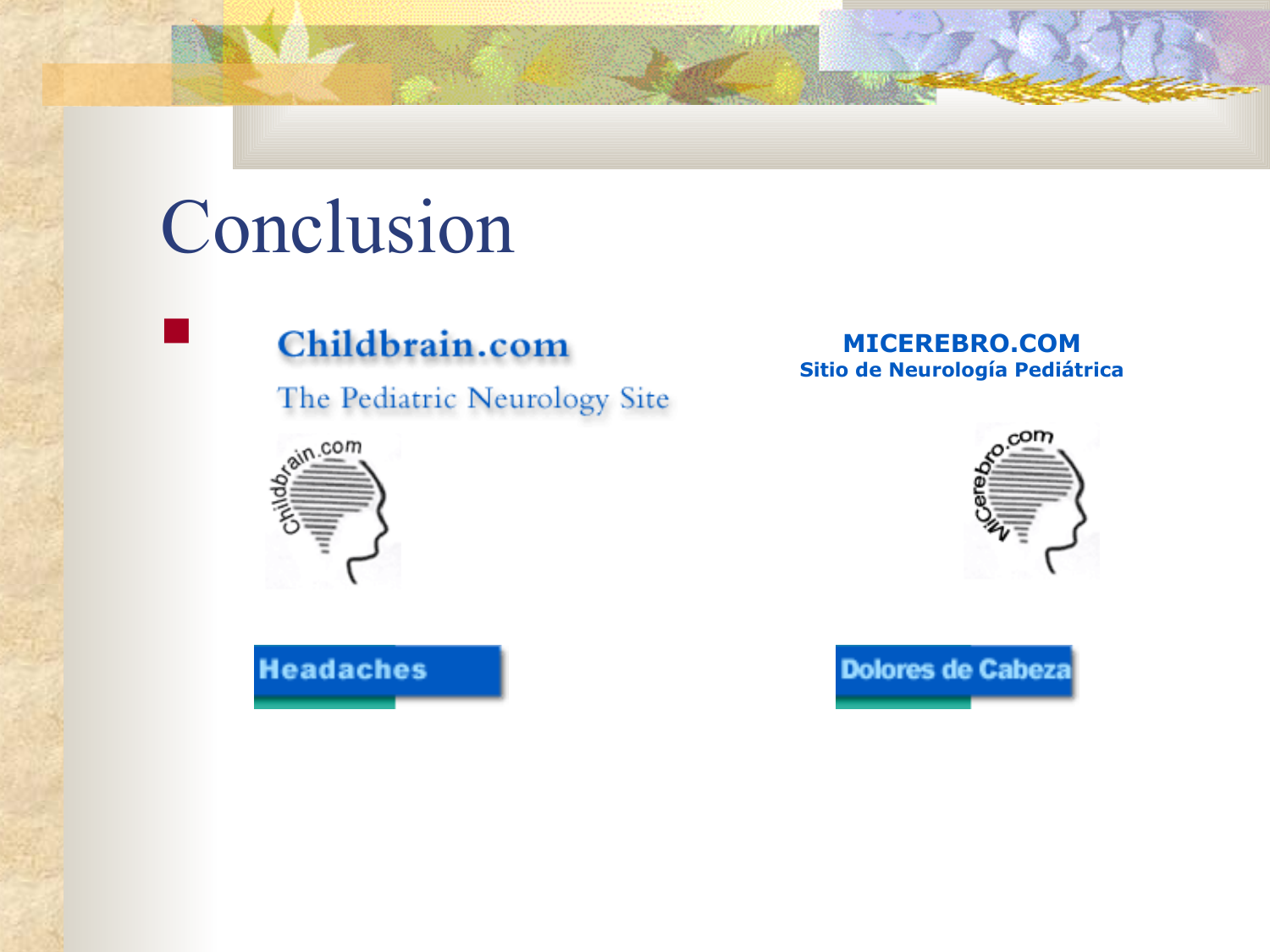# Conclusion

- **Childbrain.com**

  The Pediatric Neurology Site

  Childbrain.com

  Headaches

**MICEREBRO.COM**

**Sitio de Neurología Pediátrica**

MiCerebro.com

Dolores de Cabeza